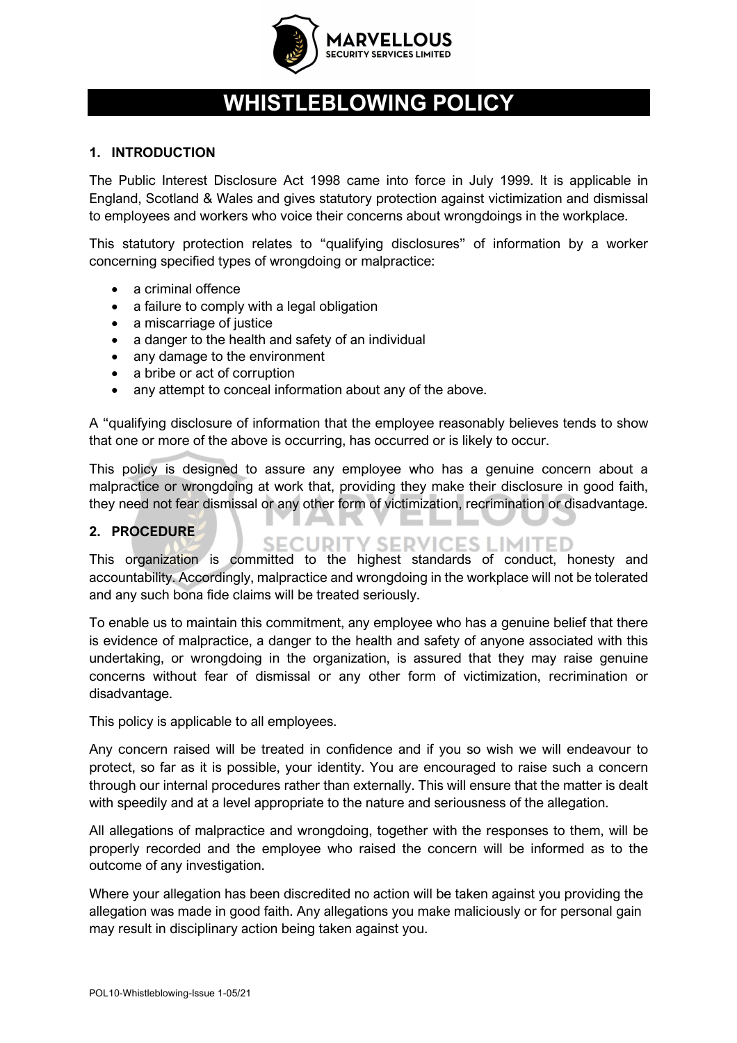# WHISTLEBLOWING POLICY

## 1. INTRODUCTION

The Public Interest Disclosure Act 1998 came into force in July 1999. It is applicable in England, Scotland & Wales and gives statutory protection against victimization and dismissal to employees and workers who voice their concerns about wrongdoings in the workplace.

This statutory protection relates to "qualifying disclosures" of information by a worker concerning specified types of wrongdoing or malpractice:

- a criminal offence
- a failure to comply with a legal obligation
- a miscarriage of justice
- a danger to the health and safety of an individual
- any damage to the environment
- a bribe or act of corruption
- any attempt to conceal information about any of the above.

A "qualifying disclosure of information that the employee reasonably believes tends to show that one or more of the above is occurring, has occurred or is likely to occur.

This policy is designed to assure any employee who has a genuine concern about a malpractice or wrongdoing at work that, providing they make their disclosure in good faith, they need not fear dismissal or any other form of victimization, recrimination or disadvantage.

## 2. PROCEDURE

This organization is committed to the highest standards of conduct, honesty and accountability. Accordingly, malpractice and wrongdoing in the workplace will not be tolerated and any such bona fide claims will be treated seriously.

To enable us to maintain this commitment, any employee who has a genuine belief that there is evidence of malpractice, a danger to the health and safety of anyone associated with this undertaking, or wrongdoing in the organization, is assured that they may raise genuine concerns without fear of dismissal or any other form of victimization, recrimination or disadvantage.

This policy is applicable to all employees.

Any concern raised will be treated in confidence and if you so wish we will endeavour to protect, so far as it is possible, your identity. You are encouraged to raise such a concern through our internal procedures rather than externally. This will ensure that the matter is dealt with speedily and at a level appropriate to the nature and seriousness of the allegation.

All allegations of malpractice and wrongdoing, together with the responses to them, will be properly recorded and the employee who raised the concern will be informed as to the outcome of any investigation.

Where your allegation has been discredited no action will be taken against you providing the allegation was made in good faith. Any allegations you make maliciously or for personal gain may result in disciplinary action being taken against you.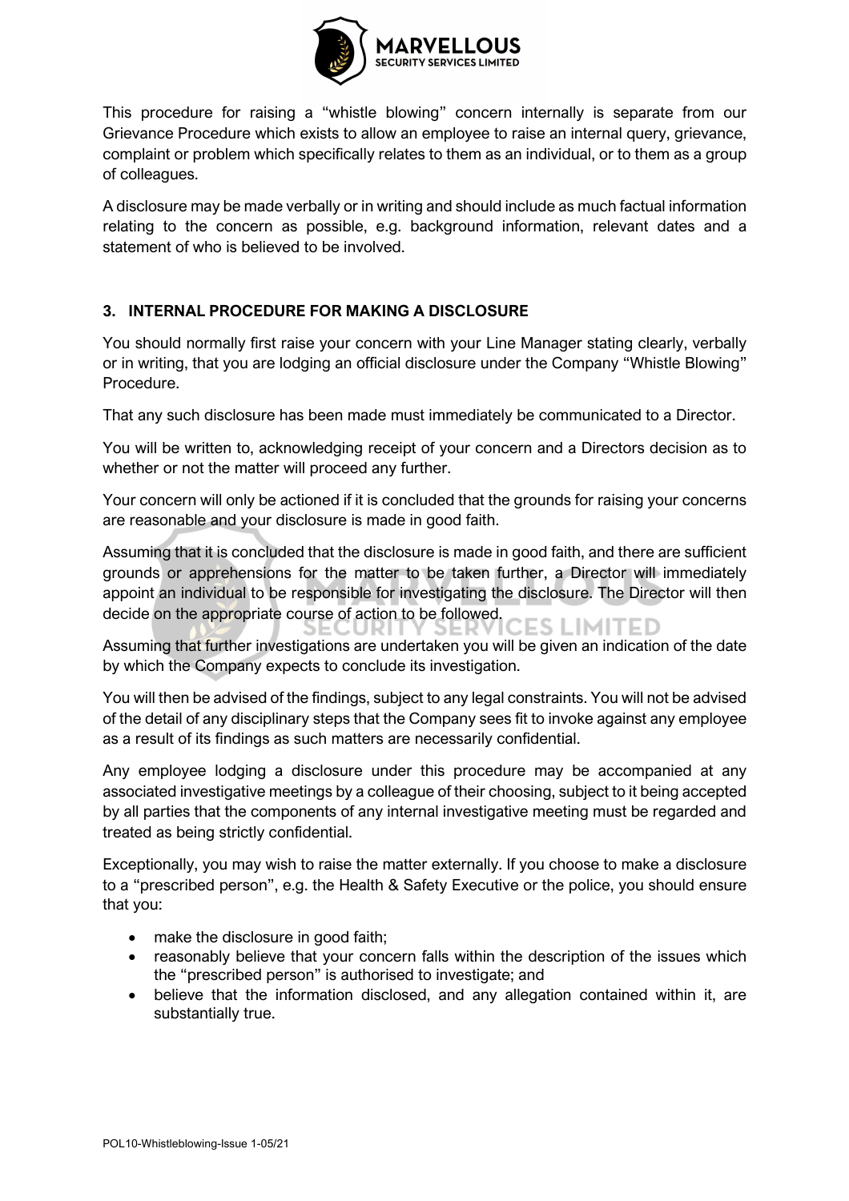This procedure for raising a "whistle blowing" concern internally is separate from our Grievance Procedure which exists to allow an employee to raise an internal query, grievance, complaint or problem which specifically relates to them as an individual, or to them as a group of colleagues.

A disclosure may be made verbally or in writing and should include as much factual information relating to the concern as possible, e.g. background information, relevant dates and a statement of who is believed to be involved.

### 3. INTERNAL PROCEDURE FOR MAKING A DISCLOSURE

You should normally first raise your concern with your Line Manager stating clearly, verbally or in writing, that you are lodging an official disclosure under the Company "Whistle Blowing" Procedure.

That any such disclosure has been made must immediately be communicated to a Director.

You will be written to, acknowledging receipt of your concern and a Directors decision as to whether or not the matter will proceed any further.

Your concern will only be actioned if it is concluded that the grounds for raising your concerns are reasonable and your disclosure is made in good faith.

Assuming that it is concluded that the disclosure is made in good faith, and there are sufficient grounds or apprehensions for the matter to be taken further, a Director will immediately appoint an individual to be responsible for investigating the disclosure. The Director will then decide on the appropriate course of action to be followed.

Assuming that further investigations are undertaken you will be given an indication of the date by which the Company expects to conclude its investigation.

You will then be advised of the findings, subject to any legal constraints. You will not be advised of the detail of any disciplinary steps that the Company sees fit to invoke against any employee as a result of its findings as such matters are necessarily confidential.

Any employee lodging a disclosure under this procedure may be accompanied at any associated investigative meetings by a colleague of their choosing, subject to it being accepted by all parties that the components of any internal investigative meeting must be regarded and treated as being strictly confidential.

Exceptionally, you may wish to raise the matter externally. If you choose to make a disclosure to a "prescribed person", e.g. the Health & Safety Executive or the police, you should ensure that you:

- make the disclosure in good faith;
- reasonably believe that your concern falls within the description of the issues which the "prescribed person" is authorised to investigate; and
- believe that the information disclosed, and any allegation contained within it, are substantially true.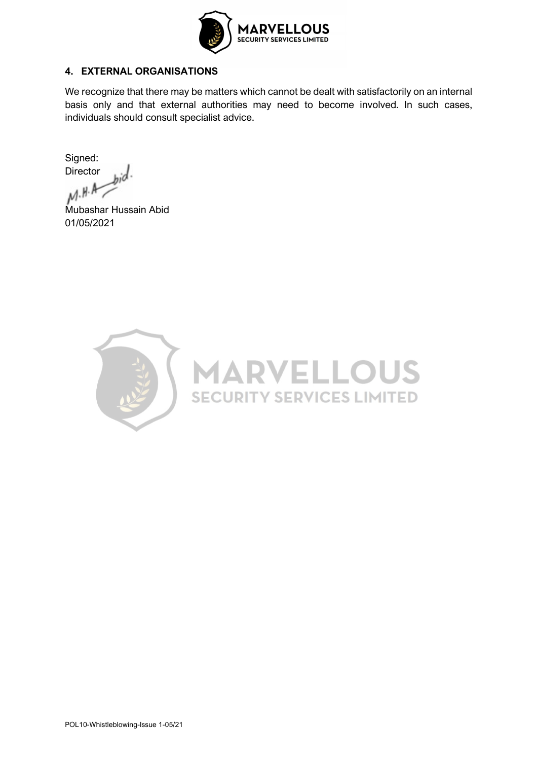## 4. EXTERNAL ORGANISATIONS

We recognize that there may be matters which cannot be dealt with satisfactorily on an internal basis only and that external authorities may need to become involved. In such cases, individuals should consult specialist advice.

Signed:
Director

Mubashar Hussain Abid
01/05/2021

POL10-Whistleblowing-Issue 1-05/21